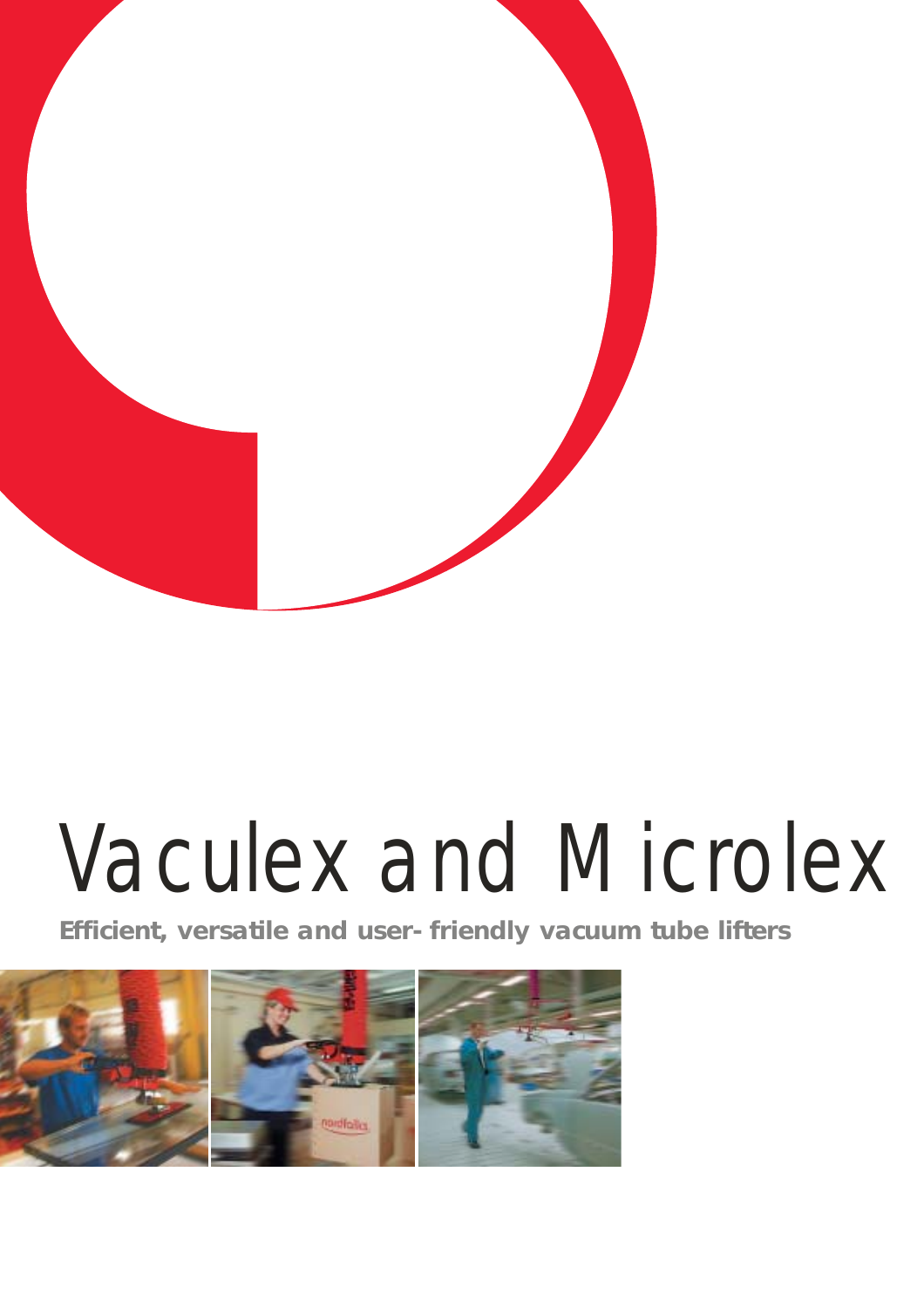# Vaculex and Microlex

**Efficient, versatile and user- friendly vacuum tube lifters**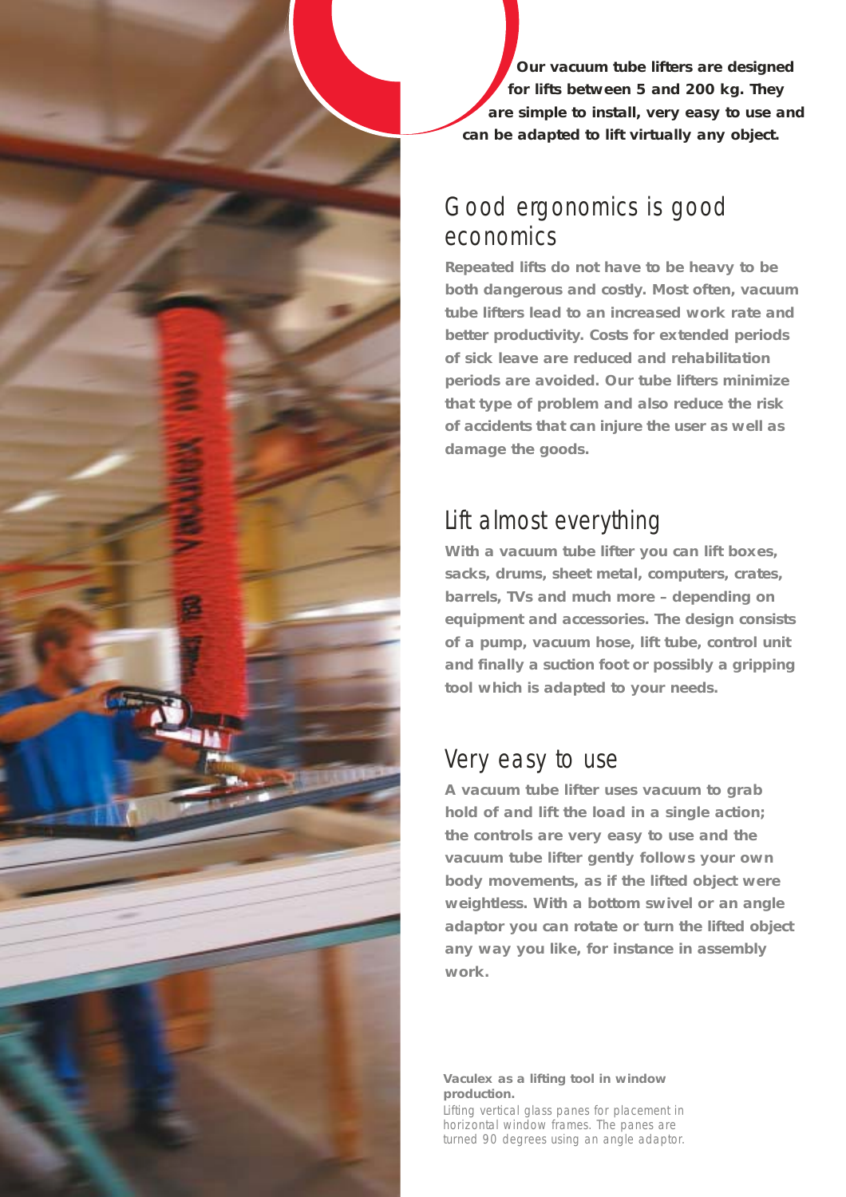**Our vacuum tube lifters are designed for lifts between 5 and 200 kg. They are simple to install, very easy to use and can be adapted to lift virtually any object.**

## Good ergonomics is good economics

**Repeated lifts do not have to be heavy to be both dangerous and costly. Most often, vacuum tube lifters lead to an increased work rate and better productivity. Costs for extended periods of sick leave are reduced and rehabilitation periods are avoided. Our tube lifters minimize that type of problem and also reduce the risk of accidents that can injure the user as well as damage the goods.**

## Lift almost everything

**With a vacuum tube lifter you can lift boxes, sacks, drums, sheet metal, computers, crates, barrels, TVs and much more – depending on equipment and accessories. The design consists of a pump, vacuum hose, lift tube, control unit and finally a suction foot or possibly a gripping tool which is adapted to your needs.**

## Very easy to use

**A vacuum tube lifter uses vacuum to grab hold of and lift the load in a single action; the controls are very easy to use and the vacuum tube lifter gently follows your own body movements, as if the lifted object were weightless. With a bottom swivel or an angle adaptor you can rotate or turn the lifted object any way you like, for instance in assembly work.**

**Vaculex as a lifting tool in window production.**
*Lifting vertical glass panes for placement in horizontal window frames. The panes are turned 90 degrees using an angle adaptor.*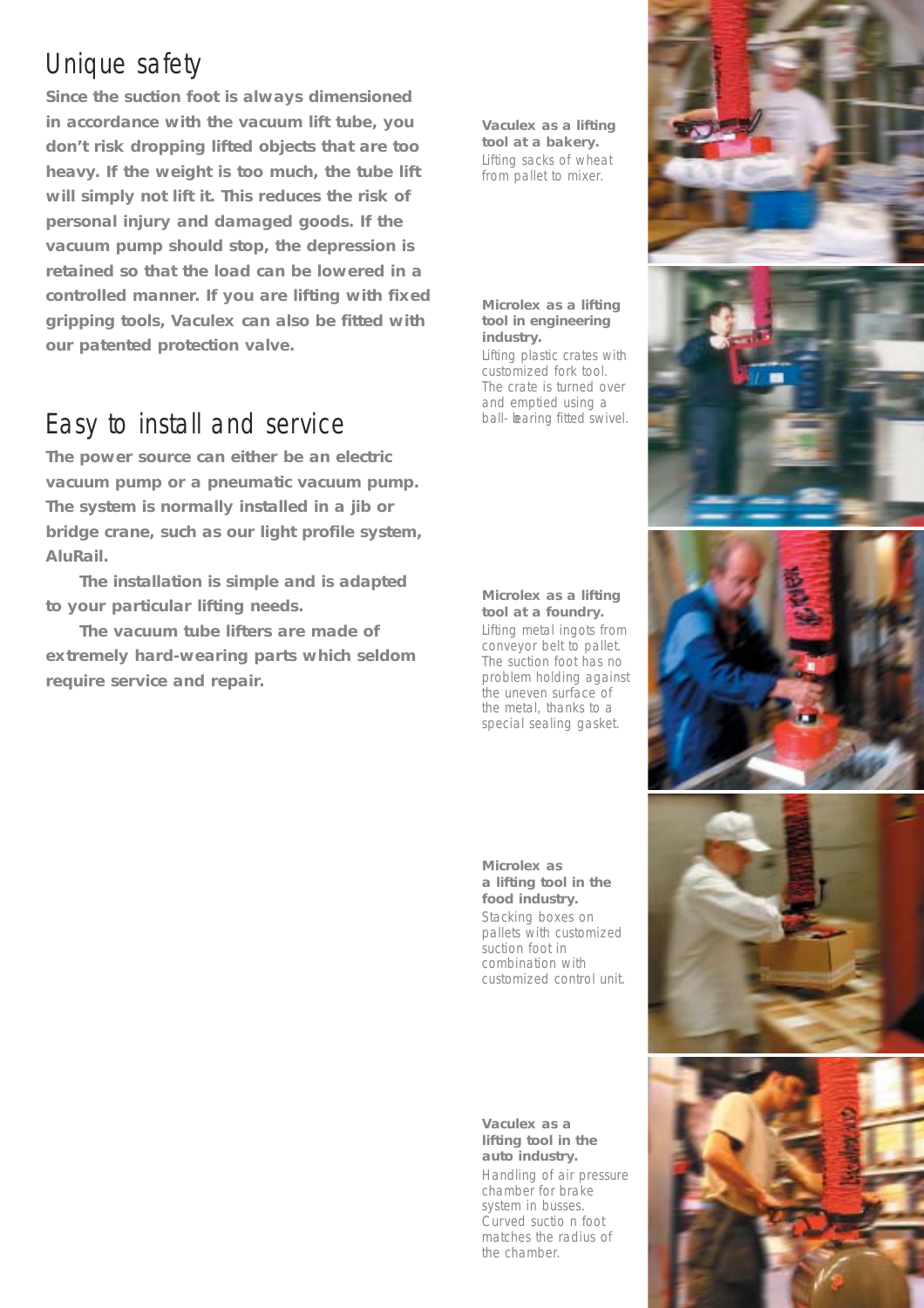## Unique safety

**Since the suction foot is always dimensioned in accordance with the vacuum lift tube, you don't risk dropping lifted objects that are too heavy. If the weight is too much, the tube lift will simply not lift it. This reduces the risk of personal injury and damaged goods. If the vacuum pump should stop, the depression is retained so that the load can be lowered in a controlled manner. If you are lifting with fixed gripping tools, Vaculex can also be fitted with our patented protection valve.**

## Easy to install and service

**The power source can either be an electric vacuum pump or a pneumatic vacuum pump. The system is normally installed in a jib or bridge crane, such as our light profile system, AluRail.**

**The installation is simple and is adapted to your particular lifting needs.**

**The vacuum tube lifters are made of extremely hard-wearing parts which seldom require service and repair.**

**Vaculex as a lifting tool at a bakery.**
Lifting sacks of wheat from pallet to mixer.

**Microlex as a lifting tool in engineering industry.**
Lifting plastic crates with customized fork tool. The crate is turned over and emptied using a ball- bearing fitted swivel.

**Microlex as a lifting tool at a foundry.**
Lifting metal ingots from conveyor belt to pallet. The suction foot has no problem holding against the uneven surface of the metal, thanks to a special sealing gasket.

**Microlex as a lifting tool in the food industry.**
Stacking boxes on pallets with customized suction foot in combination with customized control unit.

**Vaculex as a lifting tool in the auto industry.**
Handling of air pressure chamber for brake system in busses. Curved suctio n foot matches the radius of the chamber.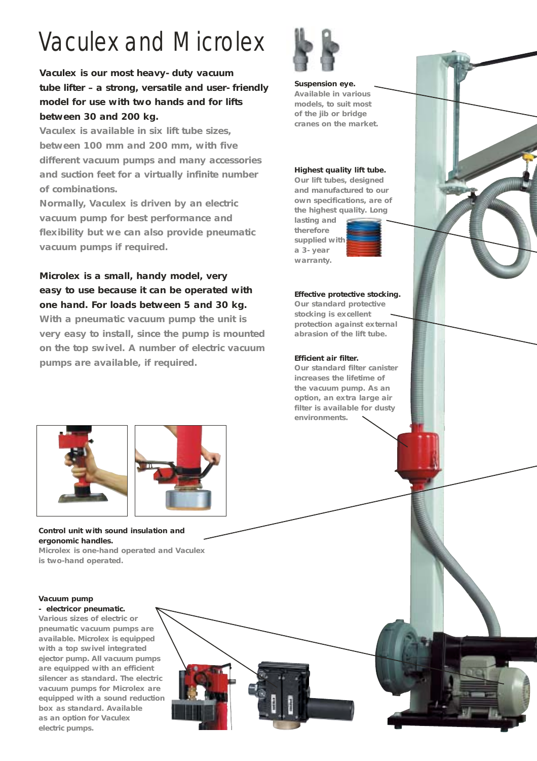# Vaculex and Microlex

**Vaculex is our most heavy-duty vacuum tube lifter – a strong, versatile and user-friendly model for use with two hands and for lifts between 30 and 200 kg.**

Vaculex is available in six lift tube sizes, between 100 mm and 200 mm, with five different vacuum pumps and many accessories and suction feet for a virtually infinite number of combinations.

Normally, Vaculex is driven by an electric vacuum pump for best performance and flexibility but we can also provide pneumatic vacuum pumps if required.

**Microlex is a small, handy model, very easy to use because it can be operated with one hand. For loads between 5 and 30 kg.**

With a pneumatic vacuum pump the unit is very easy to install, since the pump is mounted on the top swivel. A number of electric vacuum pumps are available, if required.

**Suspension eye.**
Available in various models, to suit most of the jib or bridge cranes on the market.

**Highest quality lift tube.**
Our lift tubes, designed and manufactured to our own specifications, are of the highest quality. Long lasting and therefore supplied with a 3-year warranty.

**Effective protective stocking.**
Our standard protective stocking is excellent protection against external abrasion of the lift tube.

**Efficient air filter.**
Our standard filter canister increases the lifetime of the vacuum pump. As an option, an extra large air filter is available for dusty environments.

**Control unit with sound insulation and ergonomic handles.**
Microlex is one-hand operated and Vaculex is two-hand operated.

**Vacuum pump - electric or pneumatic.**
Various sizes of electric or pneumatic vacuum pumps are available. Microlex is equipped with a top swivel integrated ejector pump. All vacuum pumps are equipped with an efficient silencer as standard. The electric vacuum pumps for Microlex are equipped with a sound reduction box as standard. Available as an option for Vaculex electric pumps.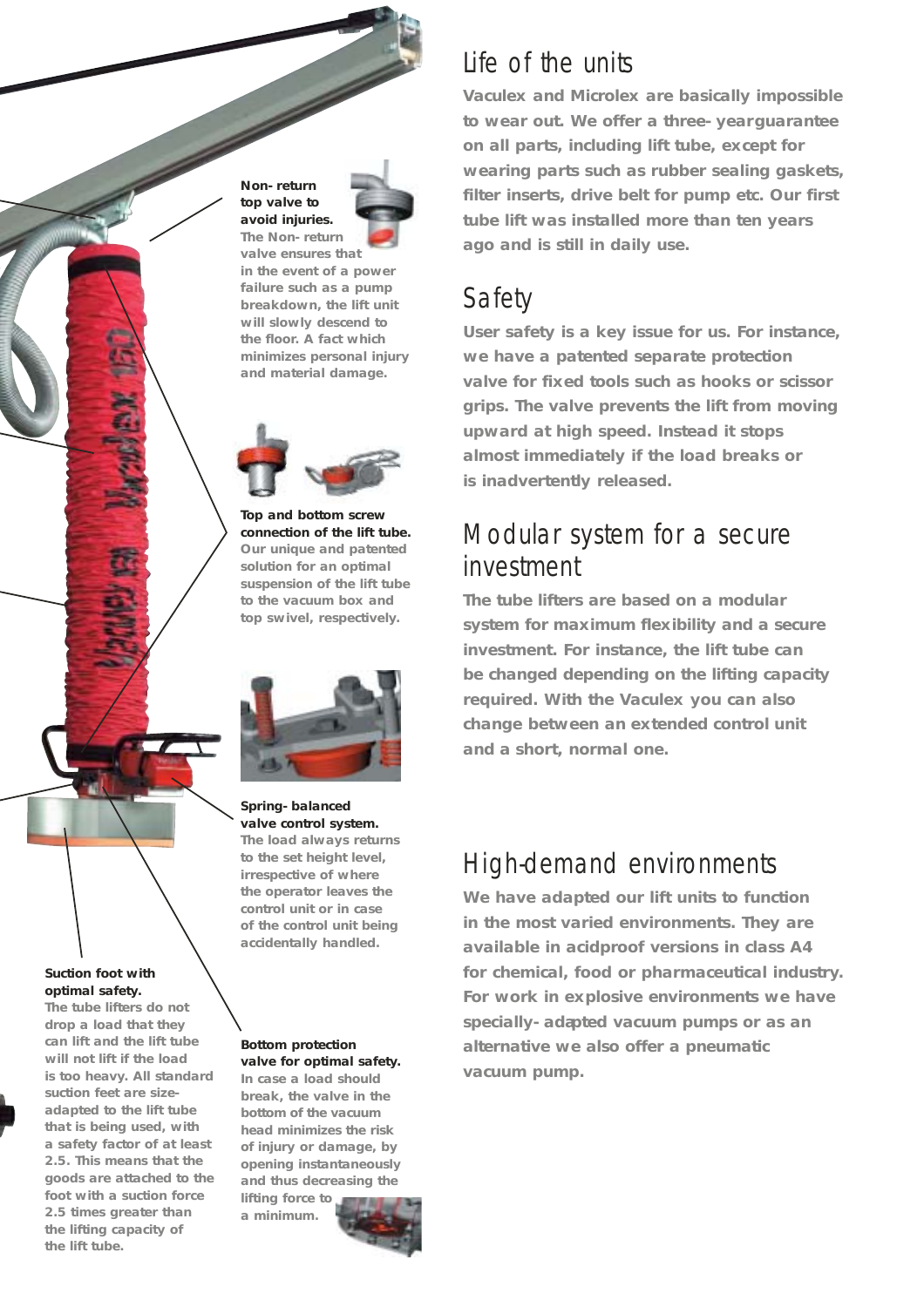**Non- return top valve to avoid injuries.**
The Non- return valve ensures that in the event of a power failure such as a pump breakdown, the lift unit will slowly descend to the floor. A fact which minimizes personal injury and material damage.

**Top and bottom screw connection of the lift tube.**
Our unique and patented solution for an optimal suspension of the lift tube to the vacuum box and top swivel, respectively.

**Spring- balanced valve control system.**
The load always returns to the set height level, irrespective of where the operator leaves the control unit or in case of the control unit being accidentally handled.

**Suction foot with optimal safety.**
The tube lifters do not drop a load that they can lift and the lift tube will not lift if the load is too heavy. All standard suction feet are size-adapted to the lift tube that is being used, with a safety factor of at least 2.5. This means that the goods are attached to the foot with a suction force 2.5 times greater than the lifting capacity of the lift tube.

**Bottom protection valve for optimal safety.**
In case a load should break, the valve in the bottom of the vacuum head minimizes the risk of injury or damage, by opening instantaneously and thus decreasing the lifting force to a minimum.

## Life of the units

Vaculex and Microlex are basically impossible to wear out. We offer a three- yearguarantee on all parts, including lift tube, except for wearing parts such as rubber sealing gaskets, filter inserts, drive belt for pump etc. Our first tube lift was installed more than ten years ago and is still in daily use.

## Safety

User safety is a key issue for us. For instance, we have a patented separate protection valve for fixed tools such as hooks or scissor grips. The valve prevents the lift from moving upward at high speed. Instead it stops almost immediately if the load breaks or is inadvertently released.

## Modular system for a secure investment

The tube lifters are based on a modular system for maximum flexibility and a secure investment. For instance, the lift tube can be changed depending on the lifting capacity required. With the Vaculex you can also change between an extended control unit and a short, normal one.

## High-demand environments

We have adapted our lift units to function in the most varied environments. They are available in acidproof versions in class A4 for chemical, food or pharmaceutical industry. For work in explosive environments we have specially- adapted vacuum pumps or as an alternative we also offer a pneumatic vacuum pump.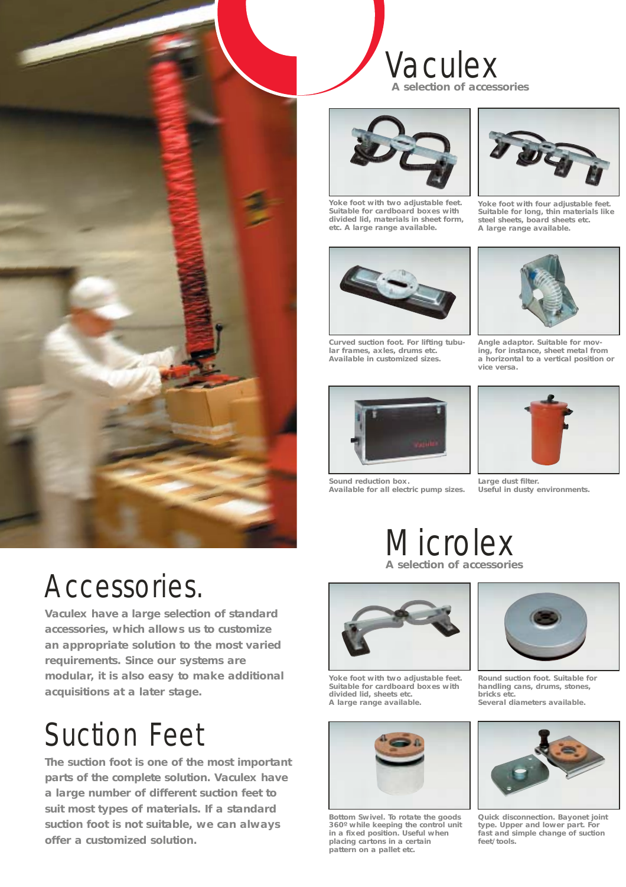# Vaculex

## A selection of accessories

Yoke foot with two adjustable feet. Suitable for cardboard boxes with divided lid, materials in sheet form, etc. A large range available.

Yoke foot with four adjustable feet. Suitable for long, thin materials like steel sheets, board sheets etc. A large range available.

Curved suction foot. For lifting tubular frames, axles, drums etc. Available in customized sizes.

Angle adaptor. Suitable for moving, for instance, sheet metal from a horizontal to a vertical position or vice versa.

Sound reduction box. Available for all electric pump sizes.

Large dust filter. Useful in dusty environments.

# Microlex

## A selection of accessories

Yoke foot with two adjustable feet. Suitable for cardboard boxes with divided lid, sheets etc. A large range available.

Round suction foot. Suitable for handling cans, drums, stones, bricks etc. Several diameters available.

Bottom Swivel. To rotate the goods 360º while keeping the control unit in a fixed position. Useful when placing cartons in a certain pattern on a pallet etc.

Quick disconnection. Bayonet joint type. Upper and lower part. For fast and simple change of suction feet/tools.

# Accessories.

**Vaculex have a large selection of standard accessories, which allows us to customize an appropriate solution to the most varied requirements. Since our systems are modular, it is also easy to make additional acquisitions at a later stage.**

# Suction Feet

**The suction foot is one of the most important parts of the complete solution. Vaculex have a large number of different suction feet to suit most types of materials. If a standard suction foot is not suitable, we can always offer a customized solution.**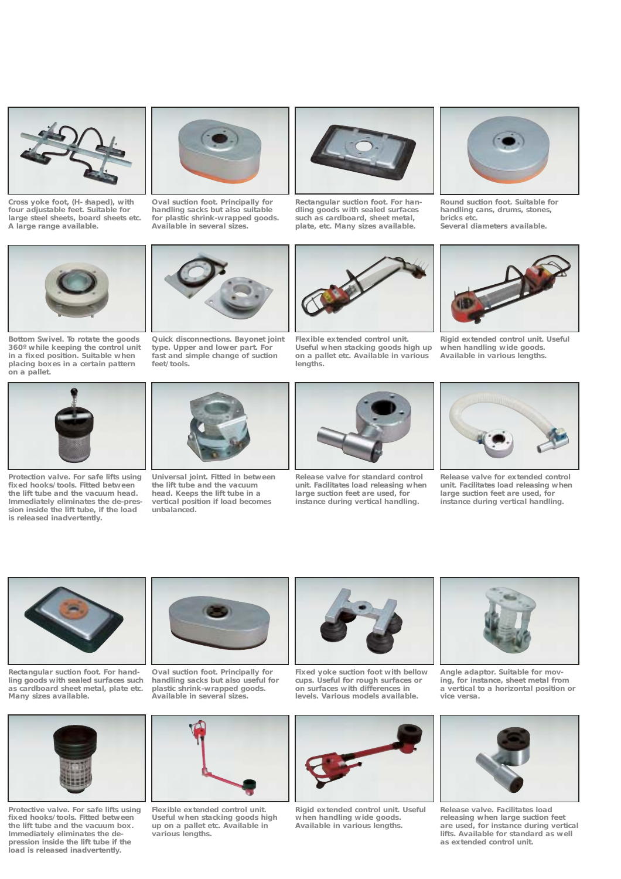Cross yoke foot, (H- shaped), with four adjustable feet. Suitable for large steel sheets, board sheets etc. A large range available.

Oval suction foot. Principally for handling sacks but also suitable for plastic shrink-wrapped goods. Available in several sizes.

Rectangular suction foot. For handling goods with sealed surfaces such as cardboard, sheet metal, plate, etc. Many sizes available.

Round suction foot. Suitable for handling cans, drums, stones, bricks etc. Several diameters available.

Bottom Swivel. To rotate the goods 360º while keeping the control unit in a fixed position. Suitable when placing boxes in a certain pattern on a pallet.

Quick disconnections. Bayonet joint type. Upper and lower part. For fast and simple change of suction feet/tools.

Flexible extended control unit. Useful when stacking goods high up on a pallet etc. Available in various lengths.

Rigid extended control unit. Useful when handling wide goods. Available in various lengths.

Protection valve. For safe lifts using fixed hooks/tools. Fitted between the lift tube and the vacuum head. Immediately eliminates the de-pression inside the lift tube, if the load is released inadvertently.

Universal joint. Fitted in between the lift tube and the vacuum head. Keeps the lift tube in a vertical position if load becomes unbalanced.

Release valve for standard control unit. Facilitates load releasing when large suction feet are used, for instance during vertical handling.

Release valve for extended control unit. Facilitates load releasing when large suction feet are used, for instance during vertical handling.

Rectangular suction foot. For handling goods with sealed surfaces such as cardboard sheet metal, plate etc. Many sizes available.

Oval suction foot. Principally for handling sacks but also useful for plastic shrink-wrapped goods. Available in several sizes.

Fixed yoke suction foot with bellow cups. Useful for rough surfaces or on surfaces with differences in levels. Various models available.

Angle adaptor. Suitable for moving, for instance, sheet metal from a vertical to a horizontal position or vice versa.

Protective valve. For safe lifts using fixed hooks/tools. Fitted between the lift tube and the vacuum box. Immediately eliminates the de-pression inside the lift tube if the load is released inadvertently.

Flexible extended control unit. Useful when stacking goods high up on a pallet etc. Available in various lengths.

Rigid extended control unit. Useful when handling wide goods. Available in various lengths.

Release valve. Facilitates load releasing when large suction feet are used, for instance during vertical lifts. Available for standard as well as extended control unit.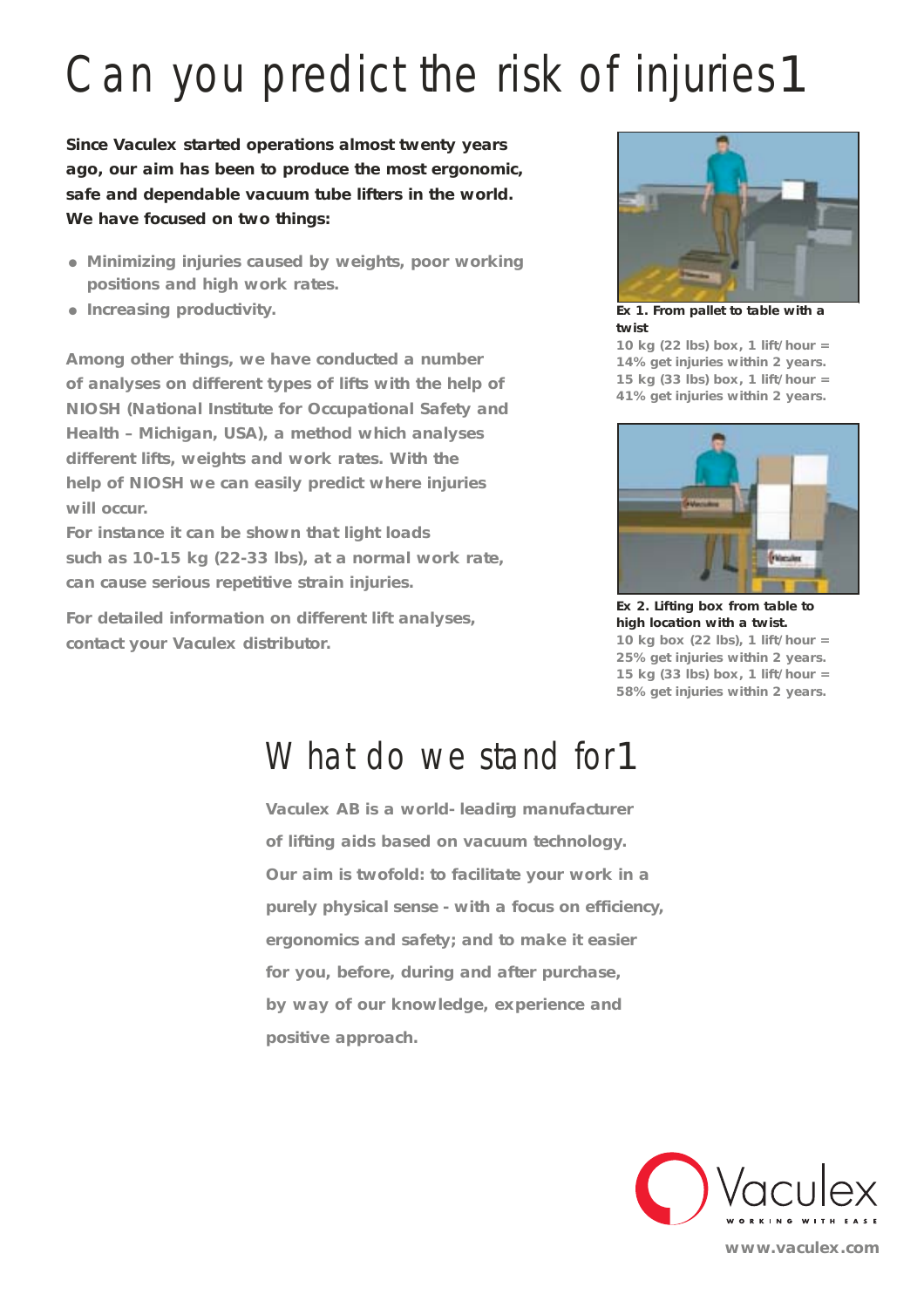# Can you predict the risk of injuries?

**Since Vaculex started operations almost twenty years ago, our aim has been to produce the most ergonomic, safe and dependable vacuum tube lifters in the world. We have focused on two things:**

- Minimizing injuries caused by weights, poor working positions and high work rates.
- Increasing productivity.

Among other things, we have conducted a number of analyses on different types of lifts with the help of NIOSH (National Institute for Occupational Safety and Health – Michigan, USA), a method which analyses different lifts, weights and work rates. With the help of NIOSH we can easily predict where injuries will occur.

For instance it can be shown that light loads such as 10-15 kg (22-33 lbs), at a normal work rate, can cause serious repetitive strain injuries.

For detailed information on different lift analyses, contact your Vaculex distributor.

**Ex 1. From pallet to table with a twist**
10 kg (22 lbs) box, 1 lift/hour = 14% get injuries within 2 years.
15 kg (33 lbs) box, 1 lift/hour = 41% get injuries within 2 years.

**Ex 2. Lifting box from table to high location with a twist.**
10 kg box (22 lbs), 1 lift/hour = 25% get injuries within 2 years.
15 kg (33 lbs) box, 1 lift/hour = 58% get injuries within 2 years.

# What do we stand for?

Vaculex AB is a world-leading manufacturer of lifting aids based on vacuum technology. Our aim is twofold: to facilitate your work in a purely physical sense - with a focus on efficiency, ergonomics and safety; and to make it easier for you, before, during and after purchase, by way of our knowledge, experience and positive approach.

Vaculex
WORKING WITH EASE

www.vaculex.com